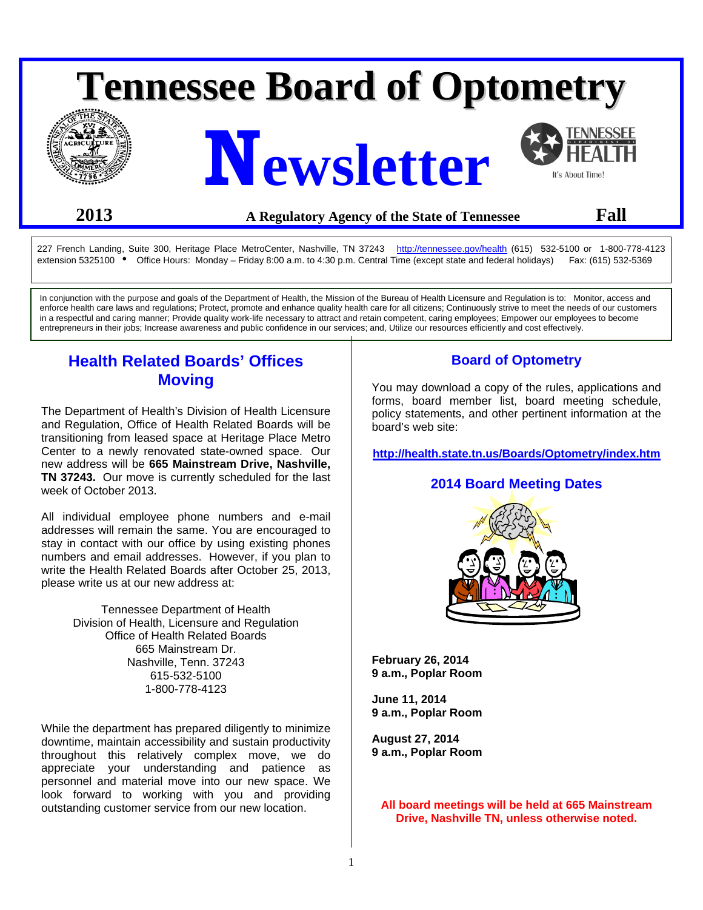# Tennessee Board of Optometry

# Newsletter

**2013** **A Regulatory Agency of the State of Tennessee** **Fall**

227 French Landing, Suite 300, Heritage Place MetroCenter, Nashville, TN 37243 http://tennessee.gov/health (615) 532-5100 or 1-800-778-4123 extension 5325100 • Office Hours: Monday – Friday 8:00 a.m. to 4:30 p.m. Central Time (except state and federal holidays) Fax: (615) 532-5369

In conjunction with the purpose and goals of the Department of Health, the Mission of the Bureau of Health Licensure and Regulation is to: Monitor, access and enforce health care laws and regulations; Protect, promote and enhance quality health care for all citizens; Continuously strive to meet the needs of our customers in a respectful and caring manner; Provide quality work-life necessary to attract and retain competent, caring employees; Empower our employees to become entrepreneurs in their jobs; Increase awareness and public confidence in our services; and, Utilize our resources efficiently and cost effectively.

## Health Related Boards' Offices Moving

The Department of Health's Division of Health Licensure and Regulation, Office of Health Related Boards will be transitioning from leased space at Heritage Place Metro Center to a newly renovated state-owned space. Our new address will be **665 Mainstream Drive, Nashville, TN 37243.** Our move is currently scheduled for the last week of October 2013.

All individual employee phone numbers and e-mail addresses will remain the same. You are encouraged to stay in contact with our office by using existing phones numbers and email addresses. However, if you plan to write the Health Related Boards after October 25, 2013, please write us at our new address at:

Tennessee Department of Health
Division of Health, Licensure and Regulation
Office of Health Related Boards
665 Mainstream Dr.
Nashville, Tenn. 37243
615-532-5100
1-800-778-4123

While the department has prepared diligently to minimize downtime, maintain accessibility and sustain productivity throughout this relatively complex move, we do appreciate your understanding and patience as personnel and material move into our new space. We look forward to working with you and providing outstanding customer service from our new location.

## Board of Optometry

You may download a copy of the rules, applications and forms, board member list, board meeting schedule, policy statements, and other pertinent information at the board's web site:

**http://health.state.tn.us/Boards/Optometry/index.htm**

## 2014 Board Meeting Dates

**February 26, 2014**
**9 a.m., Poplar Room**

**June 11, 2014**
**9 a.m., Poplar Room**

**August 27, 2014**
**9 a.m., Poplar Room**

**All board meetings will be held at 665 Mainstream Drive, Nashville TN, unless otherwise noted.**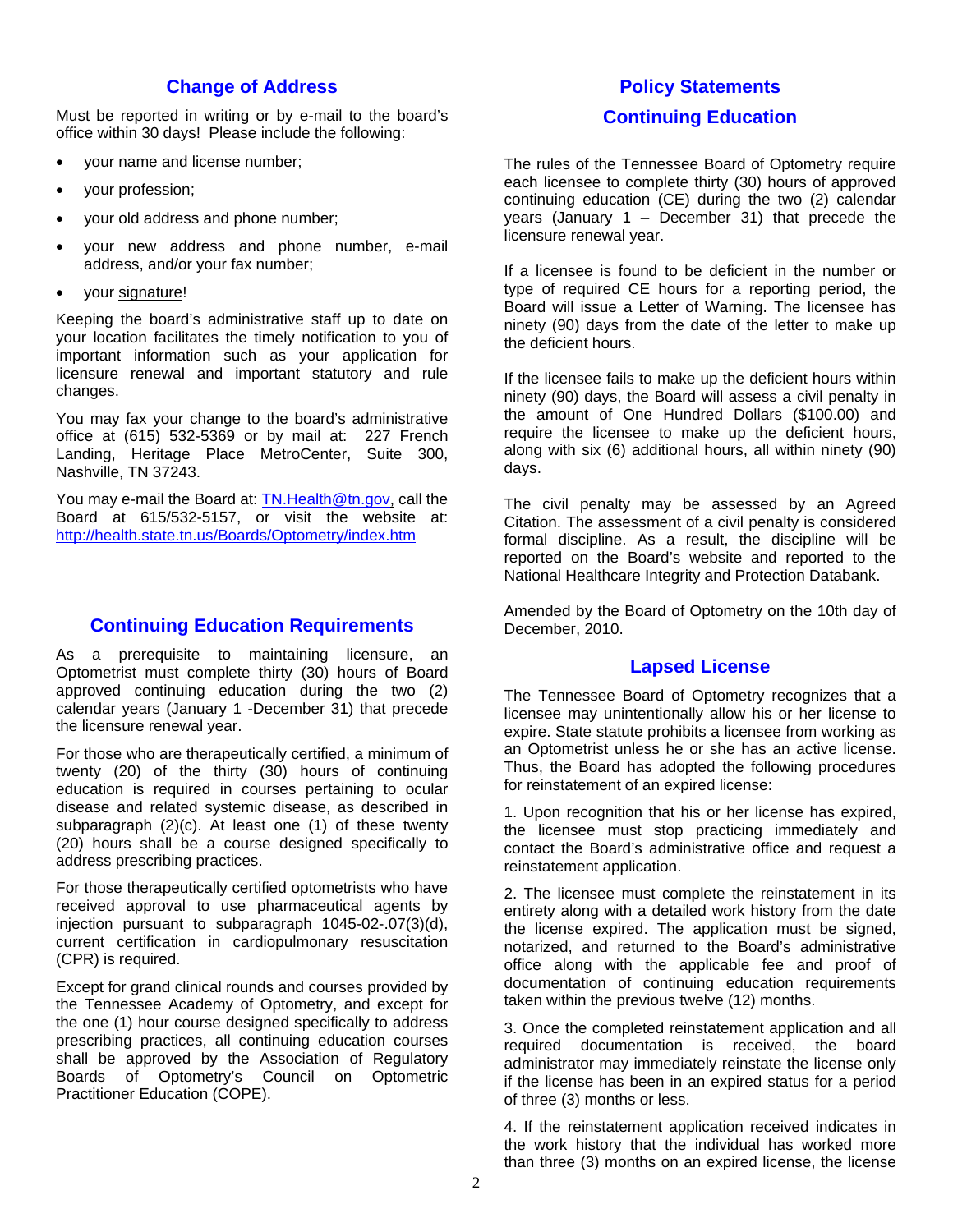## Change of Address

Must be reported in writing or by e-mail to the board's office within 30 days! Please include the following:

- your name and license number;
- your profession;
- your old address and phone number;
- your new address and phone number, e-mail address, and/or your fax number;
- your signature!

Keeping the board's administrative staff up to date on your location facilitates the timely notification to you of important information such as your application for licensure renewal and important statutory and rule changes.

You may fax your change to the board's administrative office at (615) 532-5369 or by mail at: 227 French Landing, Heritage Place MetroCenter, Suite 300, Nashville, TN 37243.

You may e-mail the Board at: TN.Health@tn.gov, call the Board at 615/532-5157, or visit the website at: http://health.state.tn.us/Boards/Optometry/index.htm

## Continuing Education Requirements

As a prerequisite to maintaining licensure, an Optometrist must complete thirty (30) hours of Board approved continuing education during the two (2) calendar years (January 1 -December 31) that precede the licensure renewal year.

For those who are therapeutically certified, a minimum of twenty (20) of the thirty (30) hours of continuing education is required in courses pertaining to ocular disease and related systemic disease, as described in subparagraph (2)(c). At least one (1) of these twenty (20) hours shall be a course designed specifically to address prescribing practices.

For those therapeutically certified optometrists who have received approval to use pharmaceutical agents by injection pursuant to subparagraph 1045-02-.07(3)(d), current certification in cardiopulmonary resuscitation (CPR) is required.

Except for grand clinical rounds and courses provided by the Tennessee Academy of Optometry, and except for the one (1) hour course designed specifically to address prescribing practices, all continuing education courses shall be approved by the Association of Regulatory Boards of Optometry's Council on Optometric Practitioner Education (COPE).

## Policy Statements

## Continuing Education

The rules of the Tennessee Board of Optometry require each licensee to complete thirty (30) hours of approved continuing education (CE) during the two (2) calendar years (January 1 – December 31) that precede the licensure renewal year.

If a licensee is found to be deficient in the number or type of required CE hours for a reporting period, the Board will issue a Letter of Warning. The licensee has ninety (90) days from the date of the letter to make up the deficient hours.

If the licensee fails to make up the deficient hours within ninety (90) days, the Board will assess a civil penalty in the amount of One Hundred Dollars ($100.00) and require the licensee to make up the deficient hours, along with six (6) additional hours, all within ninety (90) days.

The civil penalty may be assessed by an Agreed Citation. The assessment of a civil penalty is considered formal discipline. As a result, the discipline will be reported on the Board's website and reported to the National Healthcare Integrity and Protection Databank.

Amended by the Board of Optometry on the 10th day of December, 2010.

## Lapsed License

The Tennessee Board of Optometry recognizes that a licensee may unintentionally allow his or her license to expire. State statute prohibits a licensee from working as an Optometrist unless he or she has an active license. Thus, the Board has adopted the following procedures for reinstatement of an expired license:

1. Upon recognition that his or her license has expired, the licensee must stop practicing immediately and contact the Board's administrative office and request a reinstatement application.

2. The licensee must complete the reinstatement in its entirety along with a detailed work history from the date the license expired. The application must be signed, notarized, and returned to the Board's administrative office along with the applicable fee and proof of documentation of continuing education requirements taken within the previous twelve (12) months.

3. Once the completed reinstatement application and all required documentation is received, the board administrator may immediately reinstate the license only if the license has been in an expired status for a period of three (3) months or less.

4. If the reinstatement application received indicates in the work history that the individual has worked more than three (3) months on an expired license, the license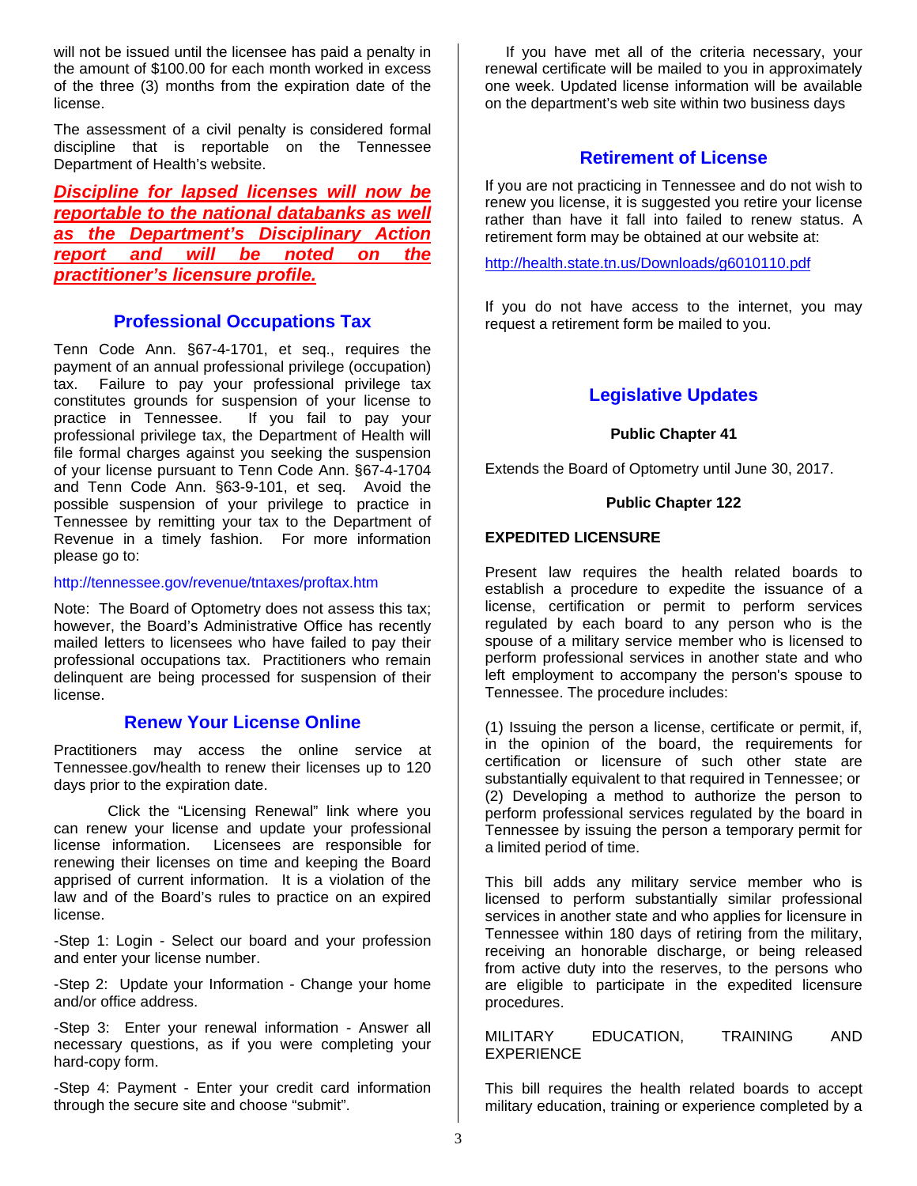will not be issued until the licensee has paid a penalty in the amount of $100.00 for each month worked in excess of the three (3) months from the expiration date of the license.

The assessment of a civil penalty is considered formal discipline that is reportable on the Tennessee Department of Health's website.

***Discipline for lapsed licenses will now be reportable to the national databanks as well as the Department's Disciplinary Action report and will be noted on the practitioner's licensure profile.***

## Professional Occupations Tax

Tenn Code Ann. §67-4-1701, et seq., requires the payment of an annual professional privilege (occupation) tax. Failure to pay your professional privilege tax constitutes grounds for suspension of your license to practice in Tennessee. If you fail to pay your professional privilege tax, the Department of Health will file formal charges against you seeking the suspension of your license pursuant to Tenn Code Ann. §67-4-1704 and Tenn Code Ann. §63-9-101, et seq. Avoid the possible suspension of your privilege to practice in Tennessee by remitting your tax to the Department of Revenue in a timely fashion. For more information please go to:

http://tennessee.gov/revenue/tntaxes/proftax.htm

Note: The Board of Optometry does not assess this tax; however, the Board's Administrative Office has recently mailed letters to licensees who have failed to pay their professional occupations tax. Practitioners who remain delinquent are being processed for suspension of their license.

## Renew Your License Online

Practitioners may access the online service at Tennessee.gov/health to renew their licenses up to 120 days prior to the expiration date.

Click the "Licensing Renewal" link where you can renew your license and update your professional license information. Licensees are responsible for renewing their licenses on time and keeping the Board apprised of current information. It is a violation of the law and of the Board's rules to practice on an expired license.

-Step 1: Login - Select our board and your profession and enter your license number.

-Step 2: Update your Information - Change your home and/or office address.

-Step 3: Enter your renewal information - Answer all necessary questions, as if you were completing your hard-copy form.

-Step 4: Payment - Enter your credit card information through the secure site and choose "submit".

If you have met all of the criteria necessary, your renewal certificate will be mailed to you in approximately one week. Updated license information will be available on the department's web site within two business days

## Retirement of License

If you are not practicing in Tennessee and do not wish to renew you license, it is suggested you retire your license rather than have it fall into failed to renew status. A retirement form may be obtained at our website at:

http://health.state.tn.us/Downloads/g6010110.pdf

If you do not have access to the internet, you may request a retirement form be mailed to you.

## Legislative Updates

**Public Chapter 41**

Extends the Board of Optometry until June 30, 2017.

**Public Chapter 122**

**EXPEDITED LICENSURE**

Present law requires the health related boards to establish a procedure to expedite the issuance of a license, certification or permit to perform services regulated by each board to any person who is the spouse of a military service member who is licensed to perform professional services in another state and who left employment to accompany the person's spouse to Tennessee. The procedure includes:

(1) Issuing the person a license, certificate or permit, if, in the opinion of the board, the requirements for certification or licensure of such other state are substantially equivalent to that required in Tennessee; or (2) Developing a method to authorize the person to perform professional services regulated by the board in Tennessee by issuing the person a temporary permit for a limited period of time.

This bill adds any military service member who is licensed to perform substantially similar professional services in another state and who applies for licensure in Tennessee within 180 days of retiring from the military, receiving an honorable discharge, or being released from active duty into the reserves, to the persons who are eligible to participate in the expedited licensure procedures.

MILITARY EDUCATION, TRAINING AND EXPERIENCE

This bill requires the health related boards to accept military education, training or experience completed by a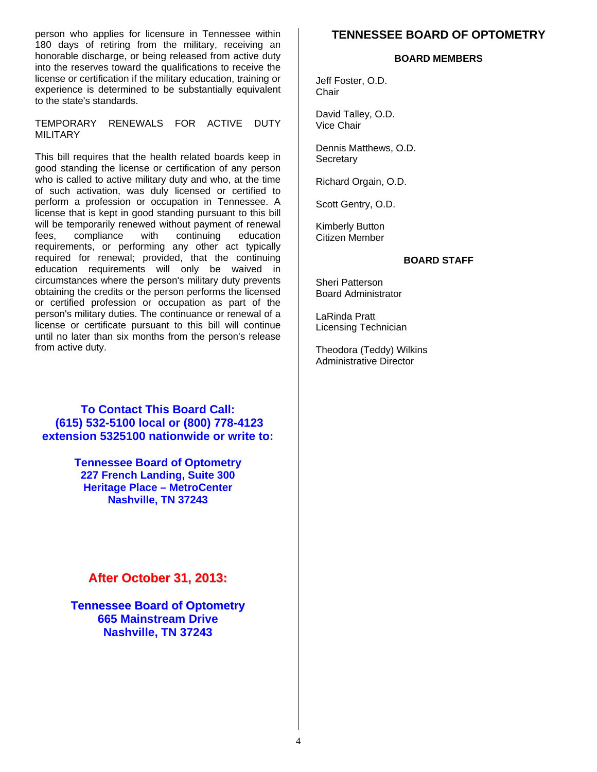person who applies for licensure in Tennessee within 180 days of retiring from the military, receiving an honorable discharge, or being released from active duty into the reserves toward the qualifications to receive the license or certification if the military education, training or experience is determined to be substantially equivalent to the state's standards.

TEMPORARY RENEWALS FOR ACTIVE DUTY MILITARY

This bill requires that the health related boards keep in good standing the license or certification of any person who is called to active military duty and who, at the time of such activation, was duly licensed or certified to perform a profession or occupation in Tennessee. A license that is kept in good standing pursuant to this bill will be temporarily renewed without payment of renewal fees, compliance with continuing education requirements, or performing any other act typically required for renewal; provided, that the continuing education requirements will only be waived in circumstances where the person's military duty prevents obtaining the credits or the person performs the licensed or certified profession or occupation as part of the person's military duties. The continuance or renewal of a license or certificate pursuant to this bill will continue until no later than six months from the person's release from active duty.

**To Contact This Board Call:**
**(615) 532-5100 local or (800) 778-4123 extension 5325100 nationwide or write to:**

**Tennessee Board of Optometry**
**227 French Landing, Suite 300**
**Heritage Place – MetroCenter**
**Nashville, TN 37243**

**After October 31, 2013:**

**Tennessee Board of Optometry**
**665 Mainstream Drive**
**Nashville, TN 37243**

## TENNESSEE BOARD OF OPTOMETRY

### BOARD MEMBERS

Jeff Foster, O.D.
Chair

David Talley, O.D.
Vice Chair

Dennis Matthews, O.D.
Secretary

Richard Orgain, O.D.

Scott Gentry, O.D.

Kimberly Button
Citizen Member

### BOARD STAFF

Sheri Patterson
Board Administrator

LaRinda Pratt
Licensing Technician

Theodora (Teddy) Wilkins
Administrative Director